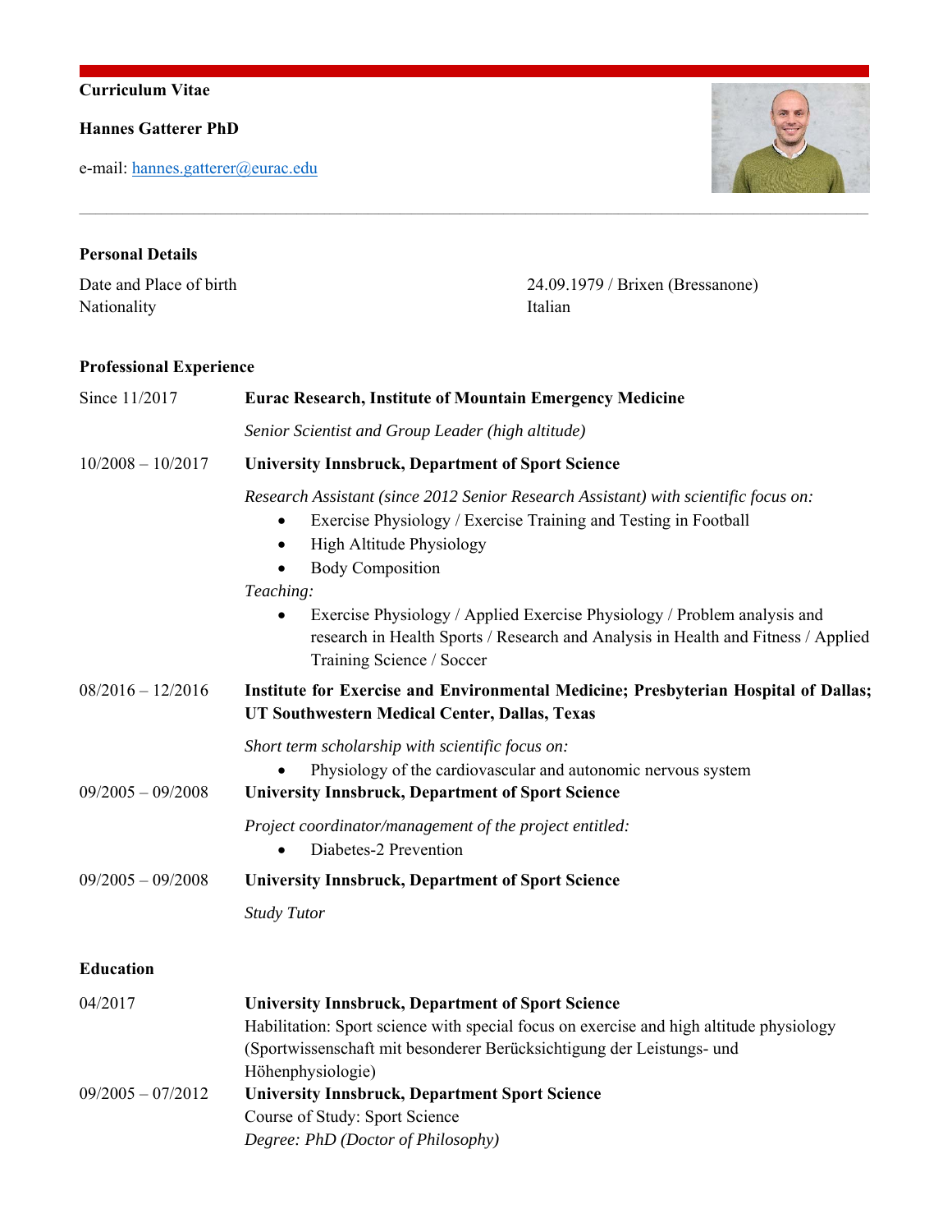**Curriculum Vitae**

**Hannes Gatterer PhD**

e-mail: hannes.gatterer@eurac.edu

---

## Personal Details

Date and Place of birth: 24.09.1979 / Brixen (Bressanone)
Nationality: Italian

## Professional Experience

**Since 11/2017** — **Eurac Research, Institute of Mountain Emergency Medicine**

*Senior Scientist and Group Leader (high altitude)*

**10/2008 – 10/2017** — **University Innsbruck, Department of Sport Science**

*Research Assistant (since 2012 Senior Research Assistant) with scientific focus on:*

- Exercise Physiology / Exercise Training and Testing in Football
- High Altitude Physiology
- Body Composition

*Teaching:*

- Exercise Physiology / Applied Exercise Physiology / Problem analysis and research in Health Sports / Research and Analysis in Health and Fitness / Applied Training Science / Soccer

**08/2016 – 12/2016** — **Institute for Exercise and Environmental Medicine; Presbyterian Hospital of Dallas; UT Southwestern Medical Center, Dallas, Texas**

*Short term scholarship with scientific focus on:*

- Physiology of the cardiovascular and autonomic nervous system

**09/2005 – 09/2008** — **University Innsbruck, Department of Sport Science**

*Project coordinator/management of the project entitled:*

- Diabetes-2 Prevention

**09/2005 – 09/2008** — **University Innsbruck, Department of Sport Science**

*Study Tutor*

## Education

**04/2017** — **University Innsbruck, Department of Sport Science**
Habilitation: Sport science with special focus on exercise and high altitude physiology (Sportwissenschaft mit besonderer Berücksichtigung der Leistungs- und Höhenphysiologie)

**09/2005 – 07/2012** — **University Innsbruck, Department Sport Science**
Course of Study: Sport Science
*Degree: PhD (Doctor of Philosophy)*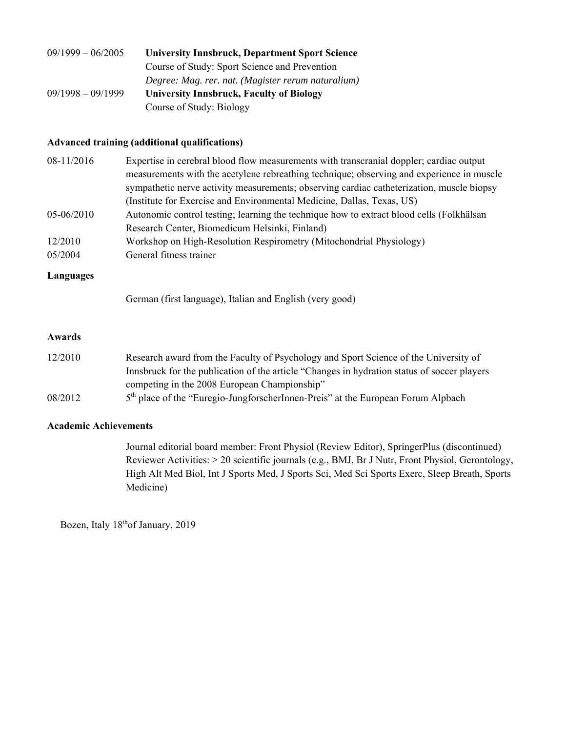| | |
|---|---|
| 09/1999 – 06/2005 | **University Innsbruck, Department Sport Science**<br>Course of Study: Sport Science and Prevention<br>*Degree: Mag. rer. nat. (Magister rerum naturalium)* |
| 09/1998 – 09/1999 | **University Innsbruck, Faculty of Biology**<br>Course of Study: Biology |

**Advanced training (additional qualifications)**

| | |
|---|---|
| 08-11/2016 | Expertise in cerebral blood flow measurements with transcranial doppler; cardiac output measurements with the acetylene rebreathing technique; observing and experience in muscle sympathetic nerve activity measurements; observing cardiac catheterization, muscle biopsy (Institute for Exercise and Environmental Medicine, Dallas, Texas, US) |
| 05-06/2010 | Autonomic control testing; learning the technique how to extract blood cells (Folkhälsan Research Center, Biomedicum Helsinki, Finland) |
| 12/2010 | Workshop on High-Resolution Respirometry (Mitochondrial Physiology) |
| 05/2004 | General fitness trainer |

**Languages**

German (first language), Italian and English (very good)

**Awards**

| | |
|---|---|
| 12/2010 | Research award from the Faculty of Psychology and Sport Science of the University of Innsbruck for the publication of the article "Changes in hydration status of soccer players competing in the 2008 European Championship" |
| 08/2012 | 5th place of the "Euregio-JungforscherInnen-Preis" at the European Forum Alpbach |

**Academic Achievements**

Journal editorial board member: Front Physiol (Review Editor), SpringerPlus (discontinued)
Reviewer Activities: > 20 scientific journals (e.g., BMJ, Br J Nutr, Front Physiol, Gerontology, High Alt Med Biol, Int J Sports Med, J Sports Sci, Med Sci Sports Exerc, Sleep Breath, Sports Medicine)

Bozen, Italy 18th of January, 2019